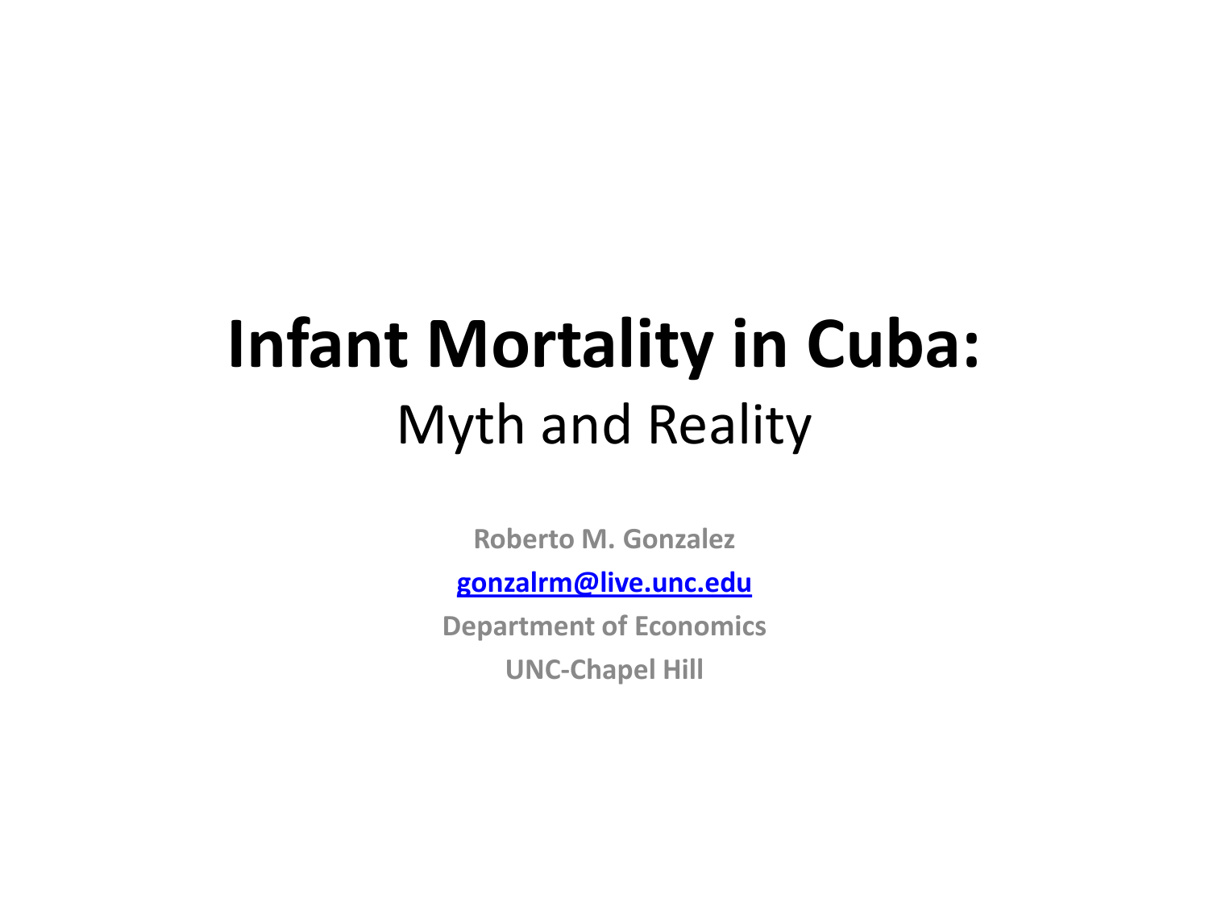# Infant Mortality in Cuba:

## Myth and Reality

**Roberto M. Gonzalez**

**gonzalrm@live.unc.edu**

**Department of Economics**

**UNC-Chapel Hill**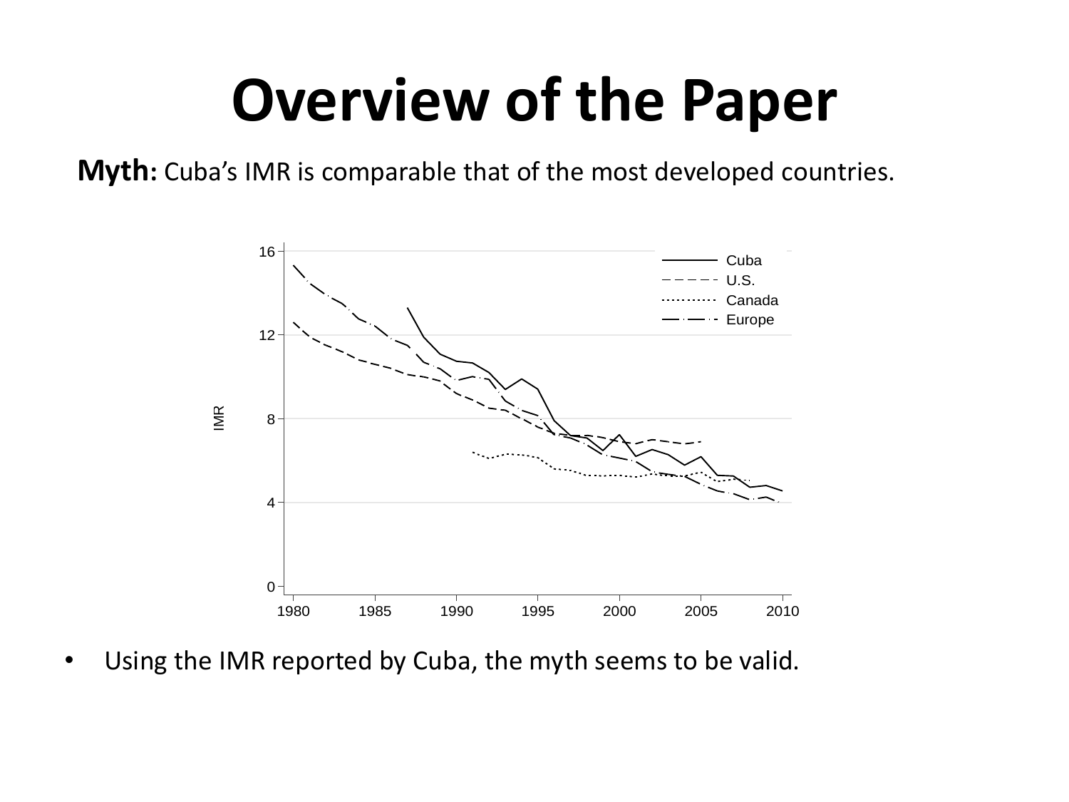# Overview of the Paper

**Myth:** Cuba's IMR is comparable that of the most developed countries.

16
12
8
4
0
IMR
1980
1985
1990
1995
2000
2005
2010
Cuba
U.S.
Canada
Europe

- Using the IMR reported by Cuba, the myth seems to be valid.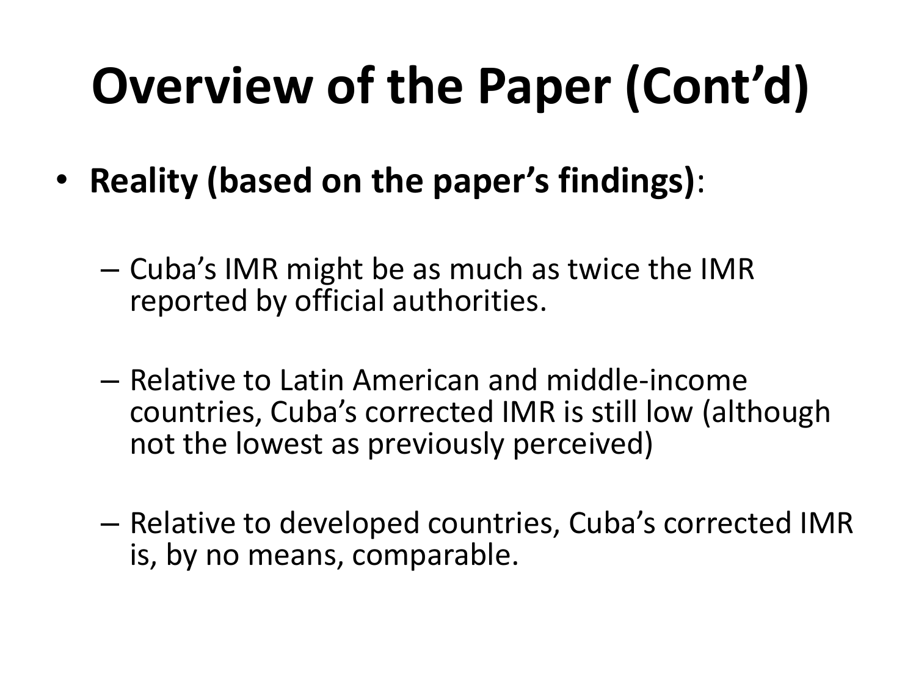# Overview of the Paper (Cont'd)

- **Reality (based on the paper's findings)**:
  - Cuba's IMR might be as much as twice the IMR reported by official authorities.
  - Relative to Latin American and middle-income countries, Cuba's corrected IMR is still low (although not the lowest as previously perceived)
  - Relative to developed countries, Cuba's corrected IMR is, by no means, comparable.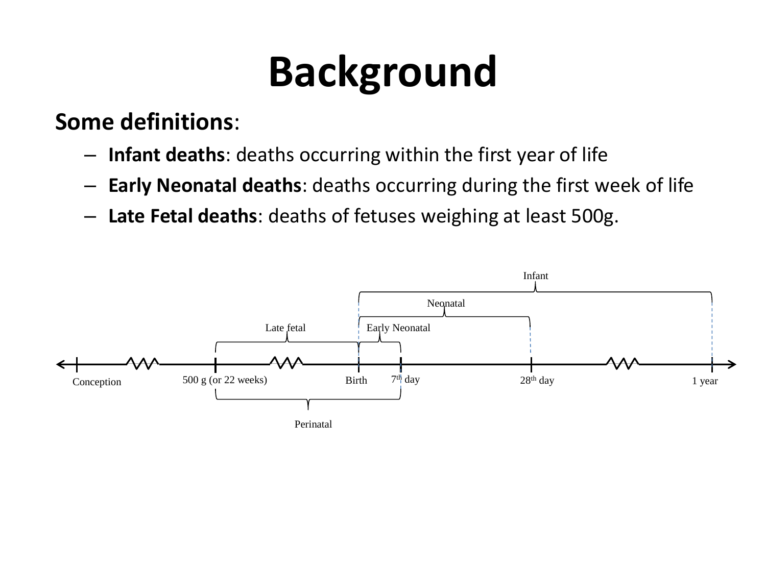# Background

**Some definitions**:

- **Infant deaths**: deaths occurring within the first year of life
- **Early Neonatal deaths**: deaths occurring during the first week of life
- **Late Fetal deaths**: deaths of fetuses weighing at least 500g.

Infant

Neonatal

Late fetal

Early Neonatal

Conception

500 g (or 22 weeks)

Birth

7th day

28th day

1 year

Perinatal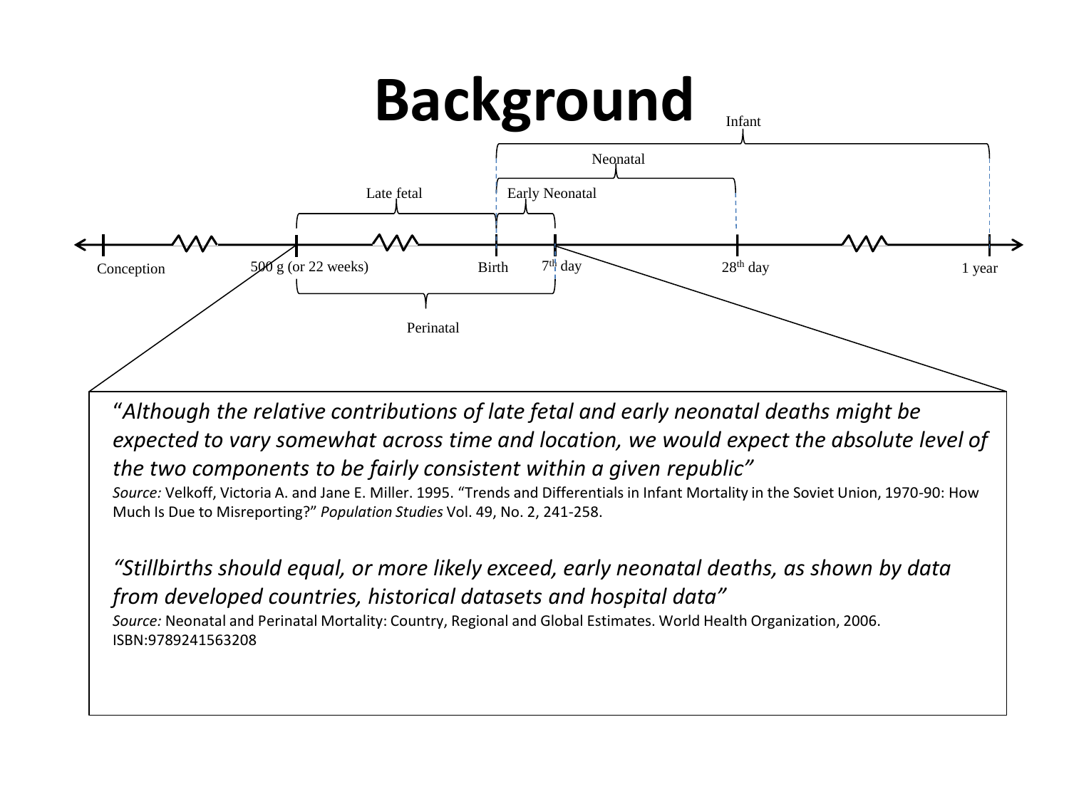# Background

Infant

Neonatal

Late fetal

Early Neonatal

Conception

500 g (or 22 weeks)

Birth

7th day

28th day

1 year

Perinatal

"*Although the relative contributions of late fetal and early neonatal deaths might be expected to vary somewhat across time and location, we would expect the absolute level of the two components to be fairly consistent within a given republic*"

*Source:* Velkoff, Victoria A. and Jane E. Miller. 1995. "Trends and Differentials in Infant Mortality in the Soviet Union, 1970-90: How Much Is Due to Misreporting?" *Population Studies* Vol. 49, No. 2, 241-258.

*"Stillbirths should equal, or more likely exceed, early neonatal deaths, as shown by data from developed countries, historical datasets and hospital data"*

*Source:* Neonatal and Perinatal Mortality: Country, Regional and Global Estimates. World Health Organization, 2006. ISBN:9789241563208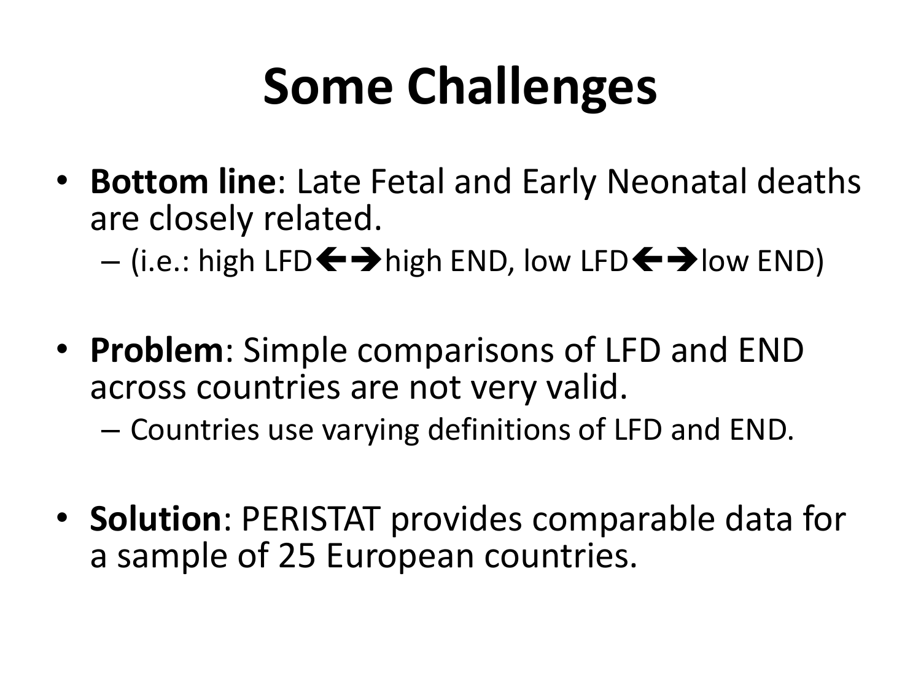# Some Challenges

- **Bottom line**: Late Fetal and Early Neonatal deaths are closely related.
  - (i.e.: high LFD⇔high END, low LFD⇔low END)

- **Problem**: Simple comparisons of LFD and END across countries are not very valid.
  - Countries use varying definitions of LFD and END.

- **Solution**: PERISTAT provides comparable data for a sample of 25 European countries.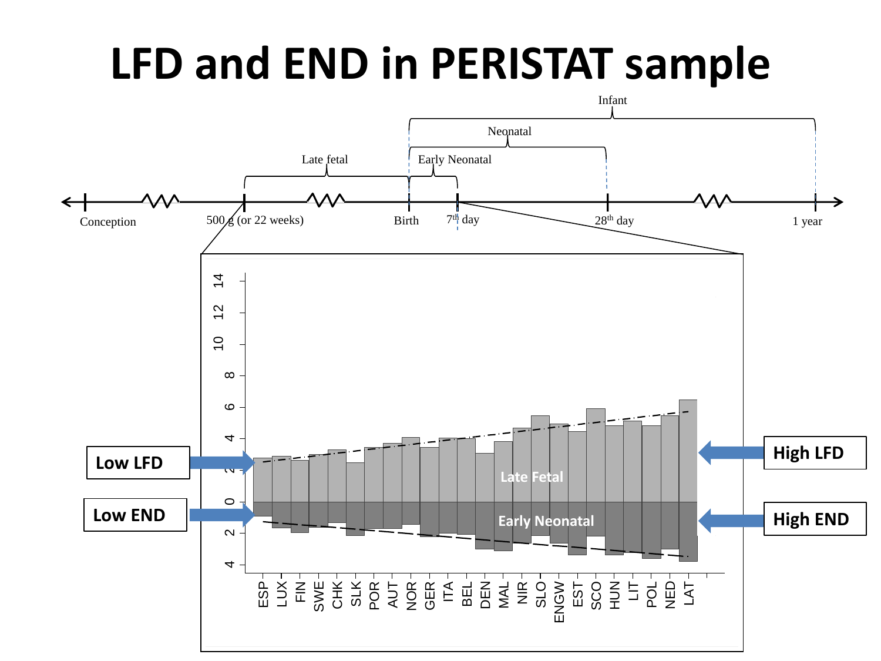# LFD and END in PERISTAT sample

Infant

Neonatal

Late fetal

Early Neonatal

Conception

500 g (or 22 weeks)

Birth

$7^{th}$ day

$28^{th}$ day

1 year

14

12

10

8

6

4

2

0

2

4

Late Fetal

Early Neonatal

ESP LUX FIN SWE CHK SLK POR AUT NOR GER ITA BEL DEN MAL NIR SLO ENGW EST SCO HUN LIT POL NED LAT

**Low LFD**

**Low END**

**High LFD**

**High END**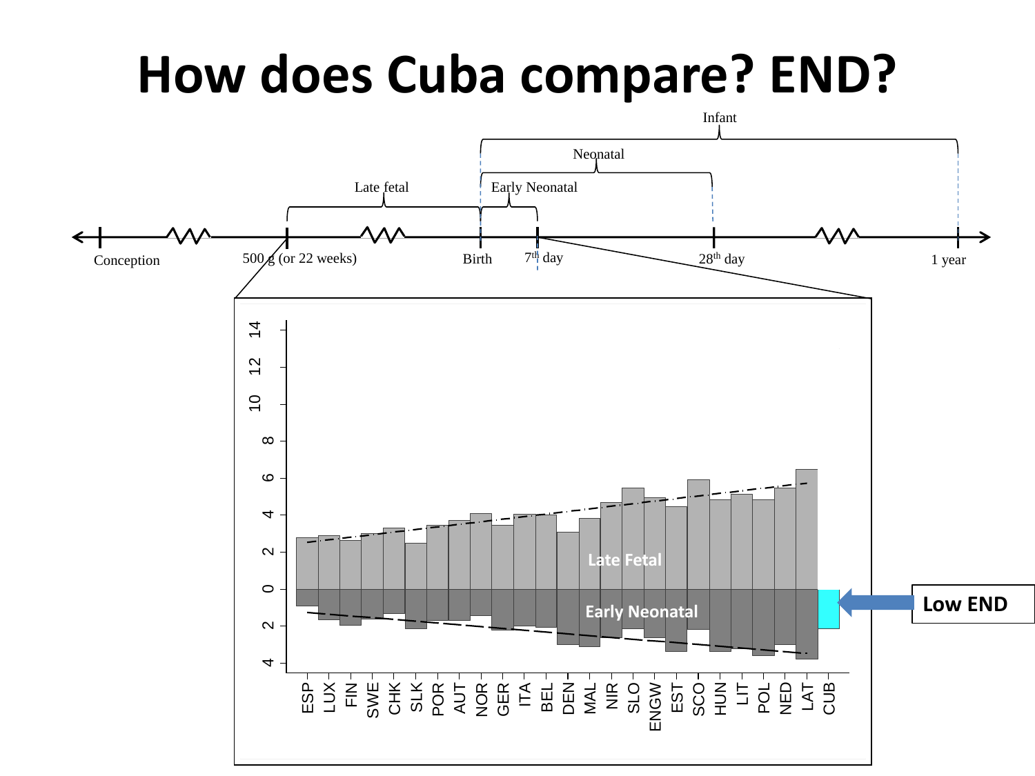# How does Cuba compare? END?

Infant

Neonatal

Late fetal

Early Neonatal

Conception

500 g (or 22 weeks)

Birth

7th day

28th day

1 year

14

12

10

8

6

4

2

0

2

4

Late Fetal

Early Neonatal

ESP LUX FIN SWE CHK SLK POR AUT NOR GER ITA BEL DEN MAL NIR SLO ENGW EST SCO HUN LIT POL NED LAT CUB

Low END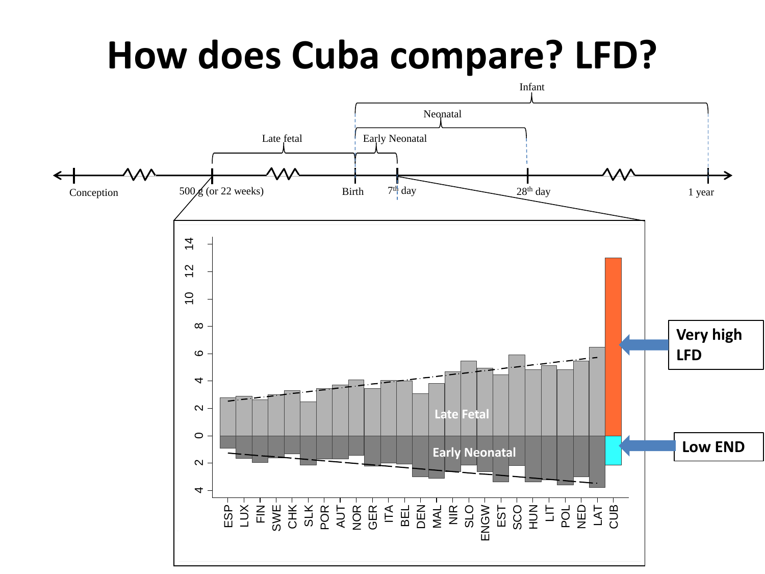# How does Cuba compare? LFD?

Infant

Neonatal

Late fetal

Early Neonatal

Conception

500 g (or 22 weeks)

Birth

7th day

28th day

1 year

14

12

10

8

6

4

2

0

2

4

Late Fetal

Early Neonatal

ESP LUX FIN SWE CHK SLK POR AUT NOR GER ITA BEL DEN MAL NIR SLO ENGW EST SCO HUN LIT POL NED LAT CUB

**Very high LFD**

**Low END**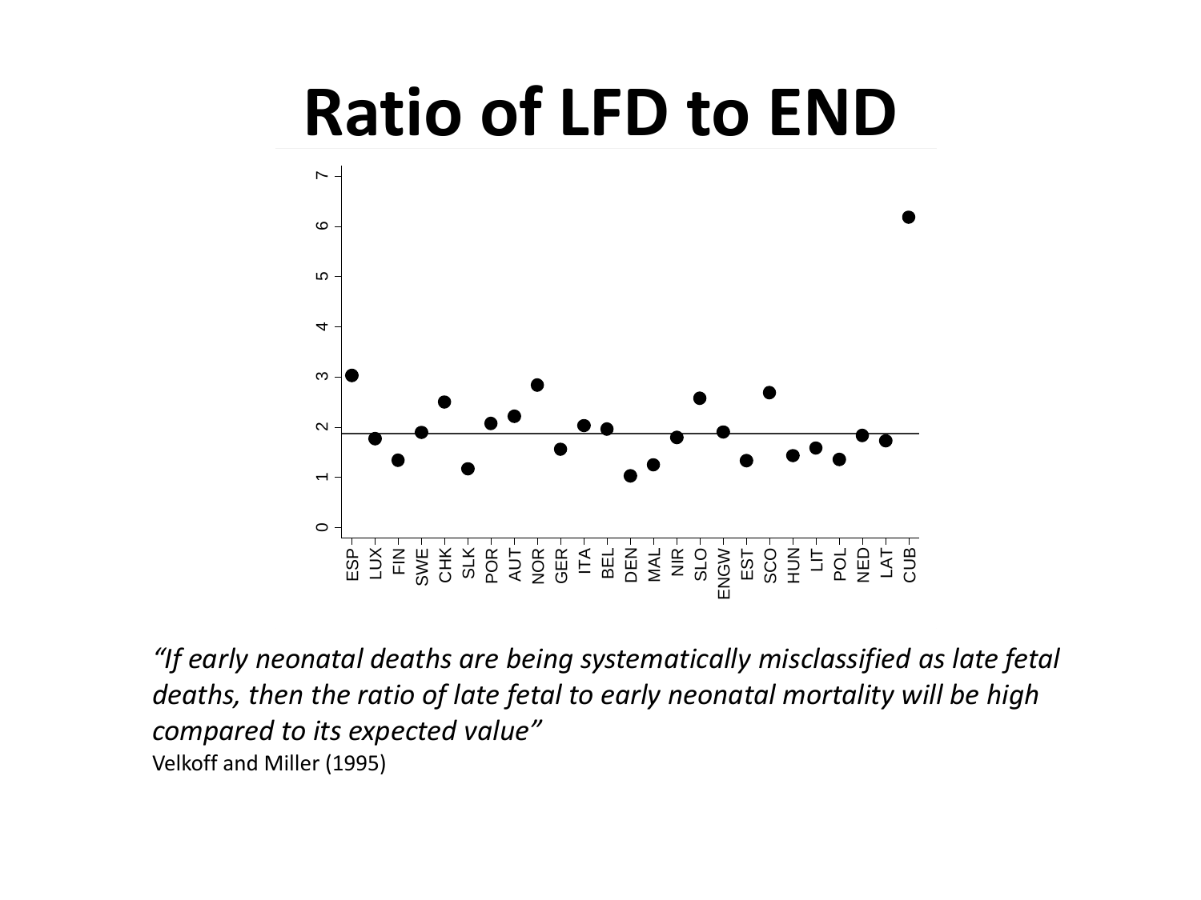# Ratio of LFD to END

7
6
5
4
3
2
1
0

ESP LUX FIN SWE CHK SLK POR AUT NOR GER ITA BEL DEN MAL NIR SLO ENGW EST SCO HUN LIT POL NED LAT CUB

*"If early neonatal deaths are being systematically misclassified as late fetal deaths, then the ratio of late fetal to early neonatal mortality will be high compared to its expected value"*
Velkoff and Miller (1995)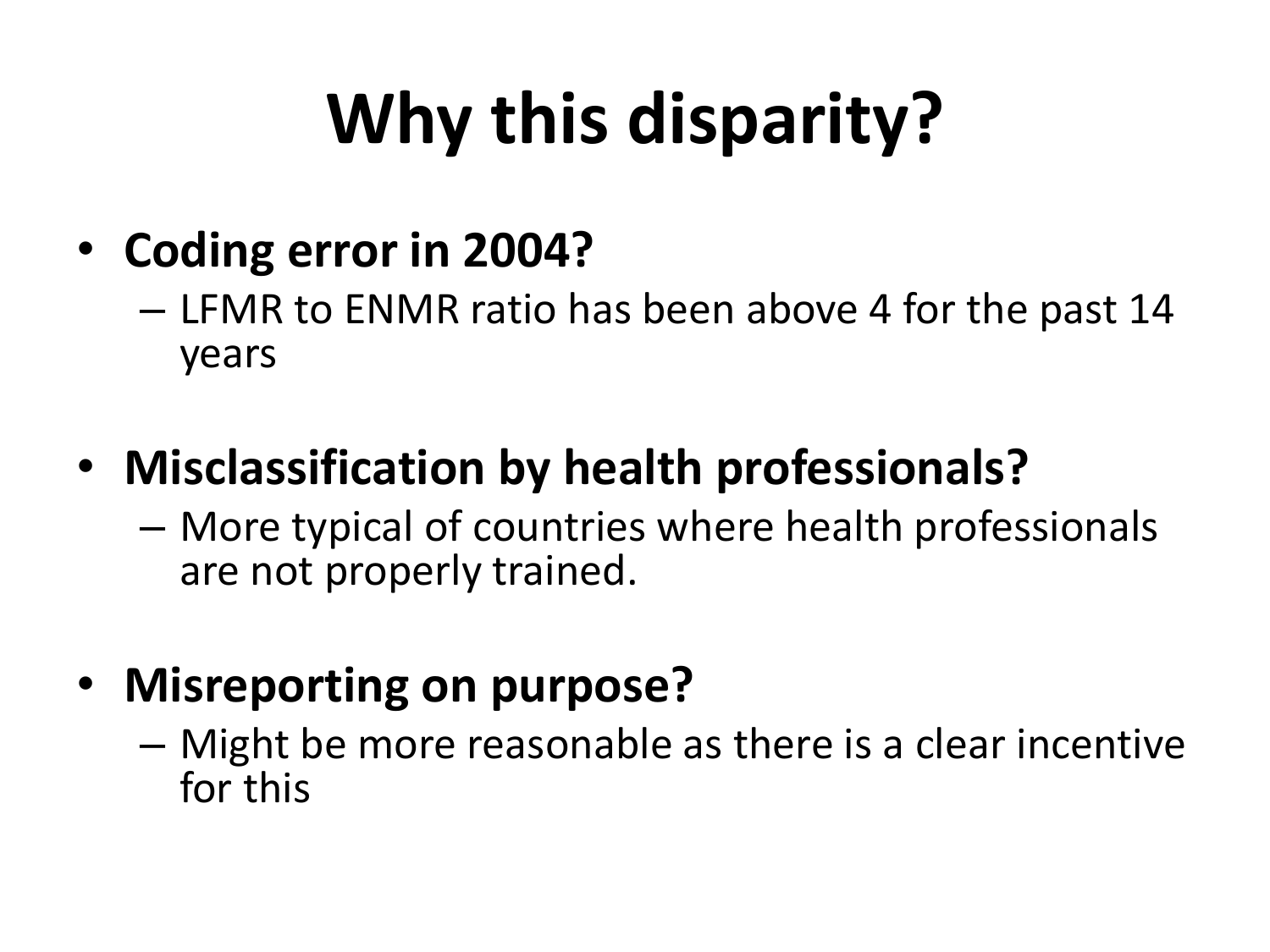# Why this disparity?

- **Coding error in 2004?**
  - LFMR to ENMR ratio has been above 4 for the past 14 years
- **Misclassification by health professionals?**
  - More typical of countries where health professionals are not properly trained.
- **Misreporting on purpose?**
  - Might be more reasonable as there is a clear incentive for this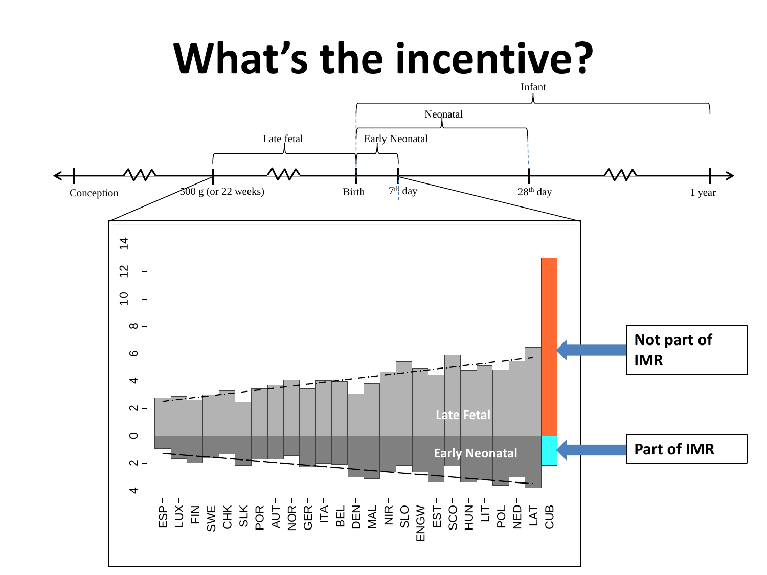# What's the incentive?

Infant

Neonatal

Late fetal

Early Neonatal

Conception

500 g (or 22 weeks)

Birth

7th day

28th day

1 year

14
12
10
8
6
4
2
0
2
4

Late Fetal

Early Neonatal

ESP LUX FIN SWE CHK SLK POR AUT NOR GER ITA BEL DEN MAL NIR SLO ENGW EST SCO HUN LIT POL NED LAT CUB

**Not part of IMR**

**Part of IMR**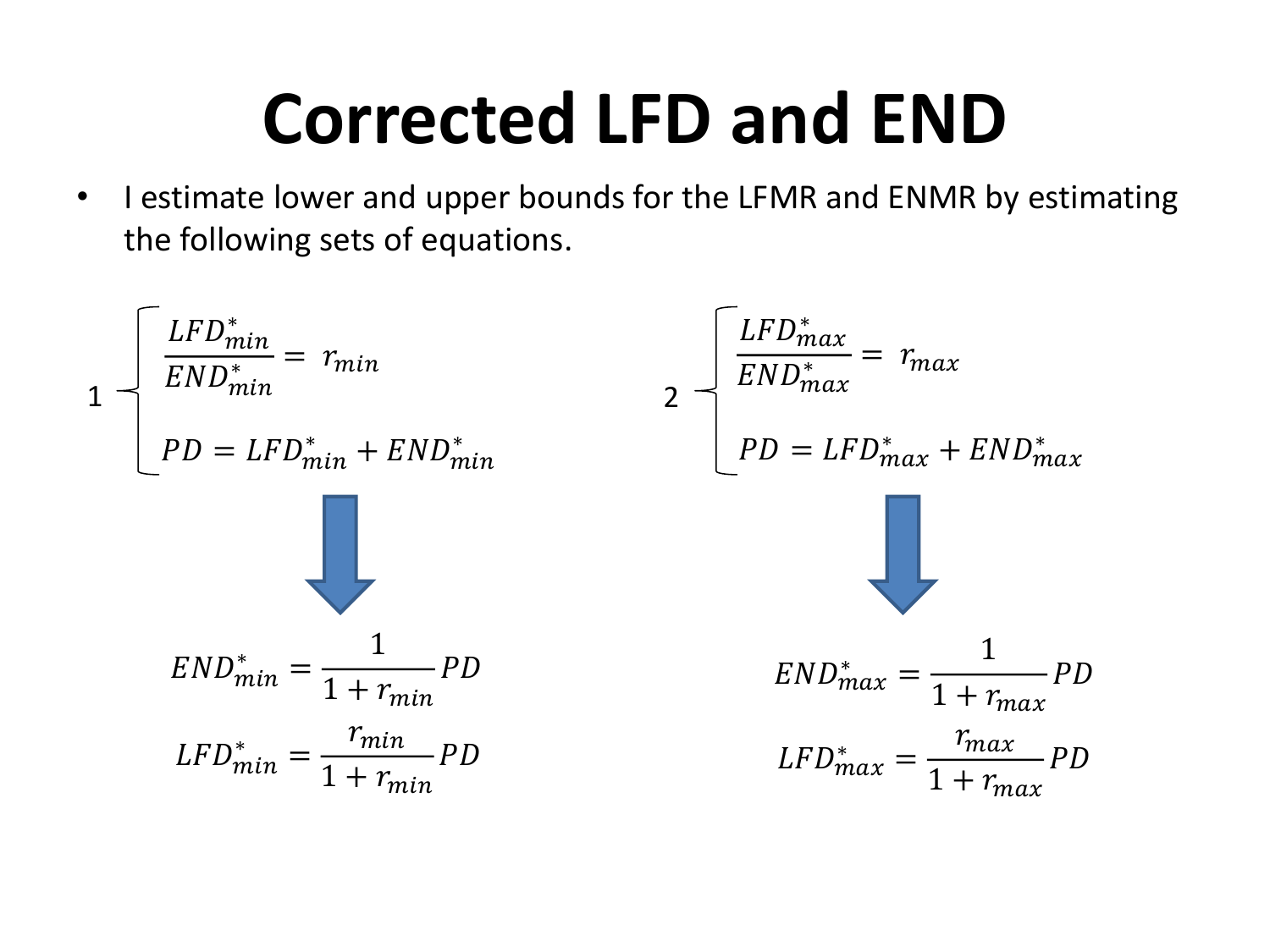# Corrected LFD and END

- I estimate lower and upper bounds for the LFMR and ENMR by estimating the following sets of equations.

1

$$\begin{cases} \dfrac{LFD^*_{min}}{END^*_{min}} = r_{min} \\[2ex] PD = LFD^*_{min} + END^*_{min} \end{cases}$$

$$END^*_{min} = \frac{1}{1 + r_{min}} PD$$

$$LFD^*_{min} = \frac{r_{min}}{1 + r_{min}} PD$$

2

$$\begin{cases} \dfrac{LFD^*_{max}}{END^*_{max}} = r_{max} \\[2ex] PD = LFD^*_{max} + END^*_{max} \end{cases}$$

$$END^*_{max} = \frac{1}{1 + r_{max}} PD$$

$$LFD^*_{max} = \frac{r_{max}}{1 + r_{max}} PD$$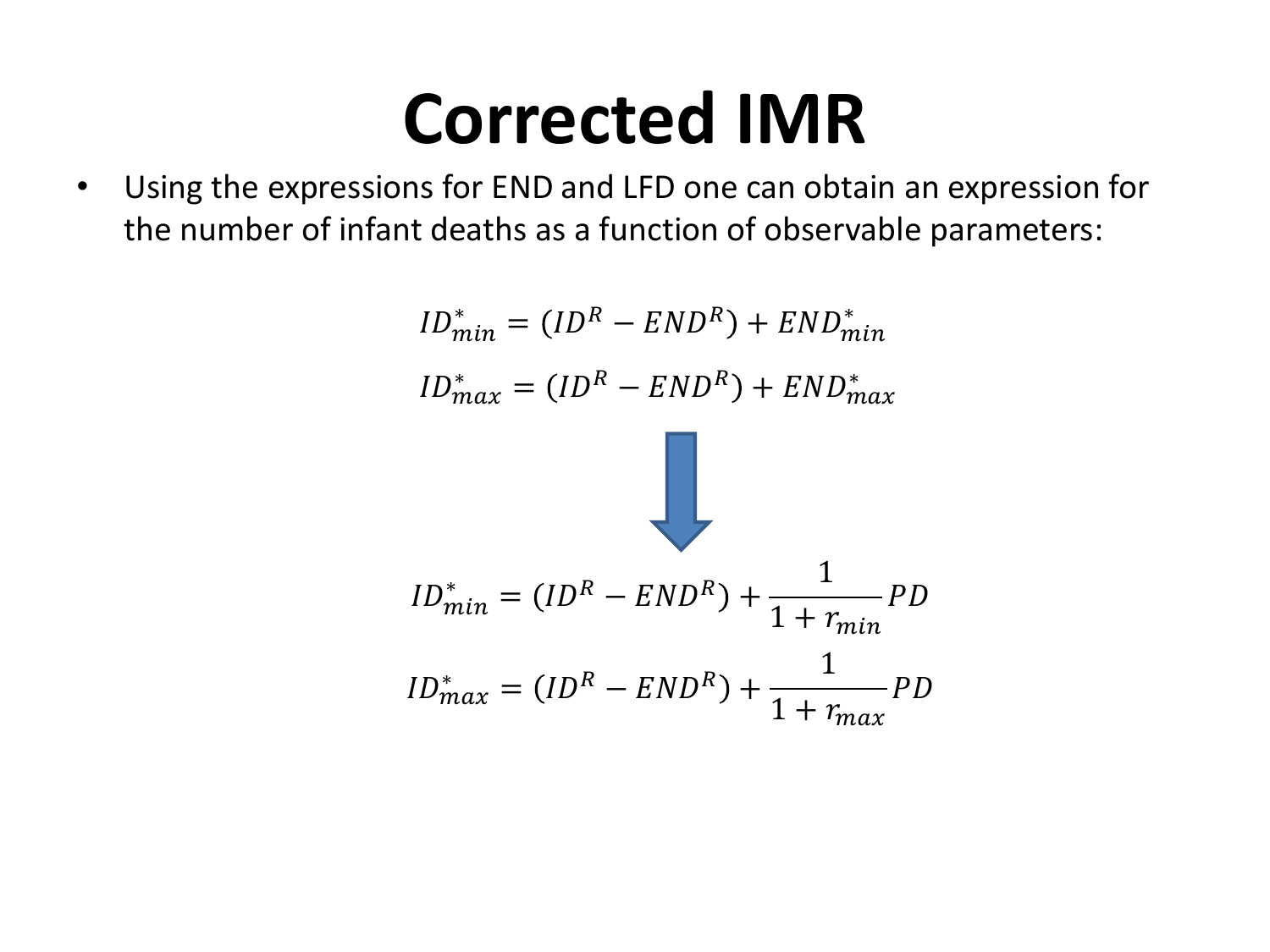# Corrected IMR

- Using the expressions for END and LFD one can obtain an expression for the number of infant deaths as a function of observable parameters:

$$ID^*_{min} = (ID^R - END^R) + END^*_{min}$$

$$ID^*_{max} = (ID^R - END^R) + END^*_{max}$$

$$ID^*_{min} = (ID^R - END^R) + \frac{1}{1 + r_{min}} PD$$

$$ID^*_{max} = (ID^R - END^R) + \frac{1}{1 + r_{max}} PD$$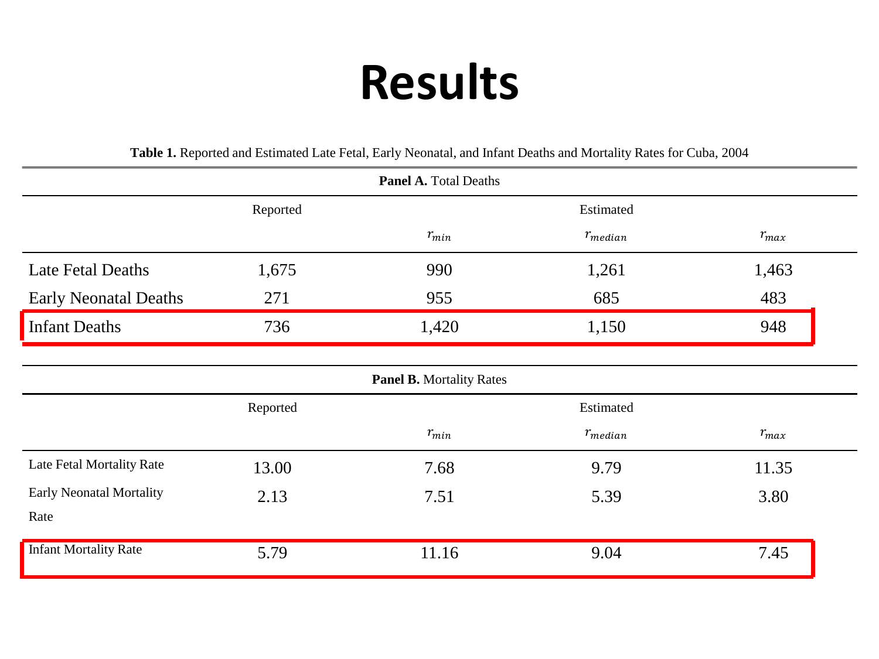# Results

**Table 1.** Reported and Estimated Late Fetal, Early Neonatal, and Infant Deaths and Mortality Rates for Cuba, 2004

**Panel A.** Total Deaths

| | Reported | Estimated | | |
|---|---|---|---|---|
| | | $r_{min}$ | $r_{median}$ | $r_{max}$ |
| Late Fetal Deaths | 1,675 | 990 | 1,261 | 1,463 |
| Early Neonatal Deaths | 271 | 955 | 685 | 483 |
| Infant Deaths | 736 | 1,420 | 1,150 | 948 |

**Panel B.** Mortality Rates

| | Reported | Estimated | | |
|---|---|---|---|---|
| | | $r_{min}$ | $r_{median}$ | $r_{max}$ |
| Late Fetal Mortality Rate | 13.00 | 7.68 | 9.79 | 11.35 |
| Early Neonatal Mortality Rate | 2.13 | 7.51 | 5.39 | 3.80 |
| Infant Mortality Rate | 5.79 | 11.16 | 9.04 | 7.45 |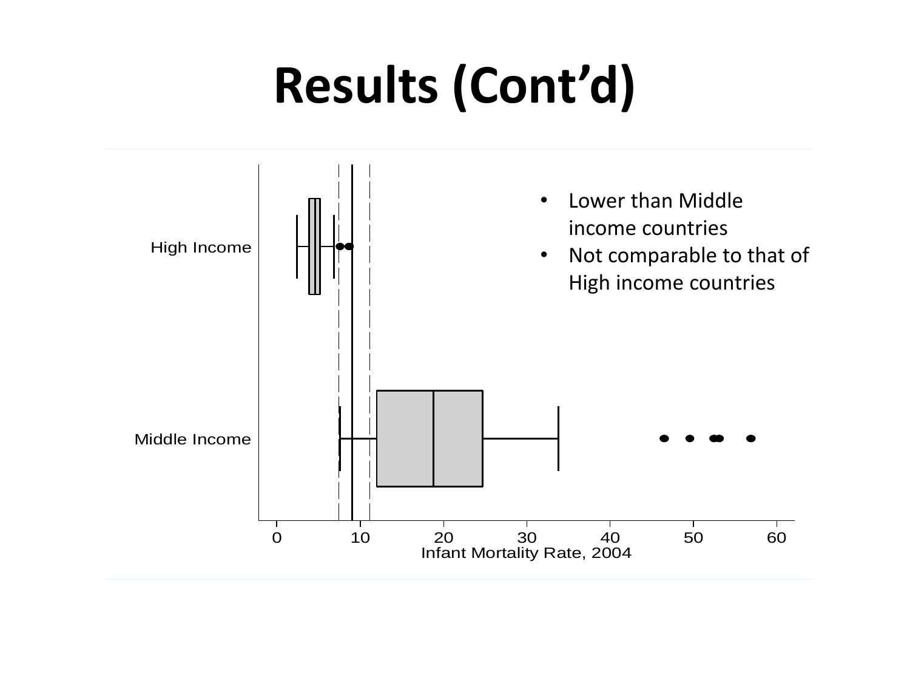# Results (Cont'd)

High Income

Middle Income

0 10 20 30 40 50 60

Infant Mortality Rate, 2004

- Lower than Middle income countries
- Not comparable to that of High income countries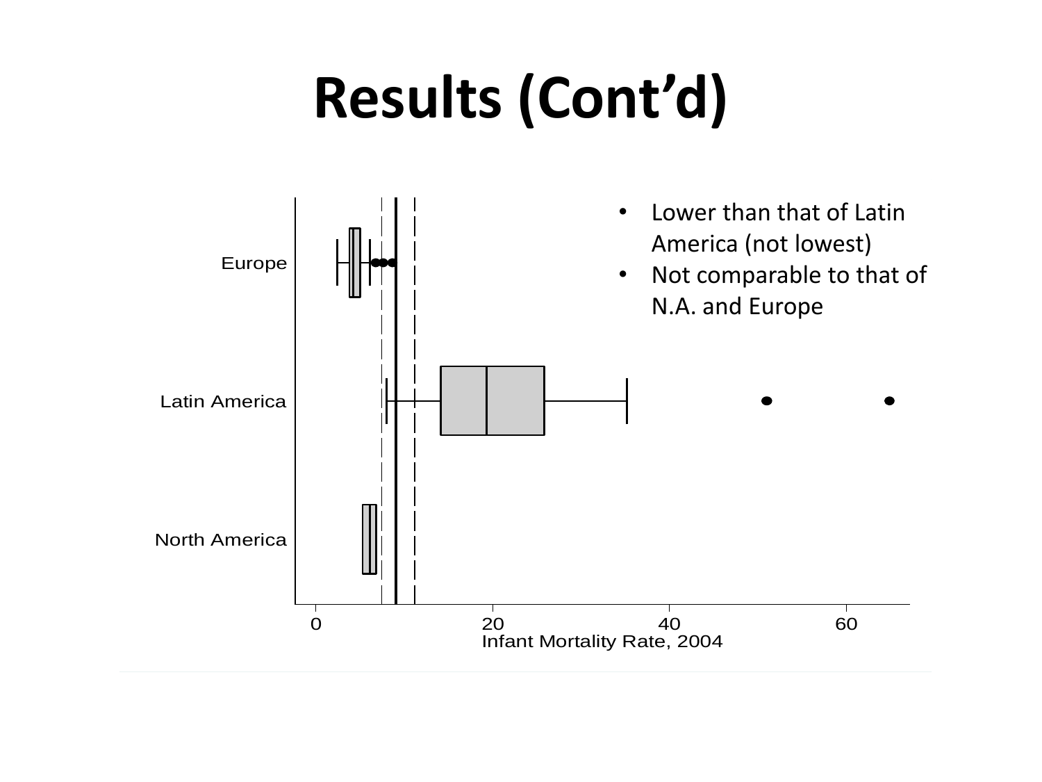# Results (Cont'd)

- Lower than that of Latin America (not lowest)
- Not comparable to that of N.A. and Europe

Europe

Latin America

North America

0

20

40

60

Infant Mortality Rate, 2004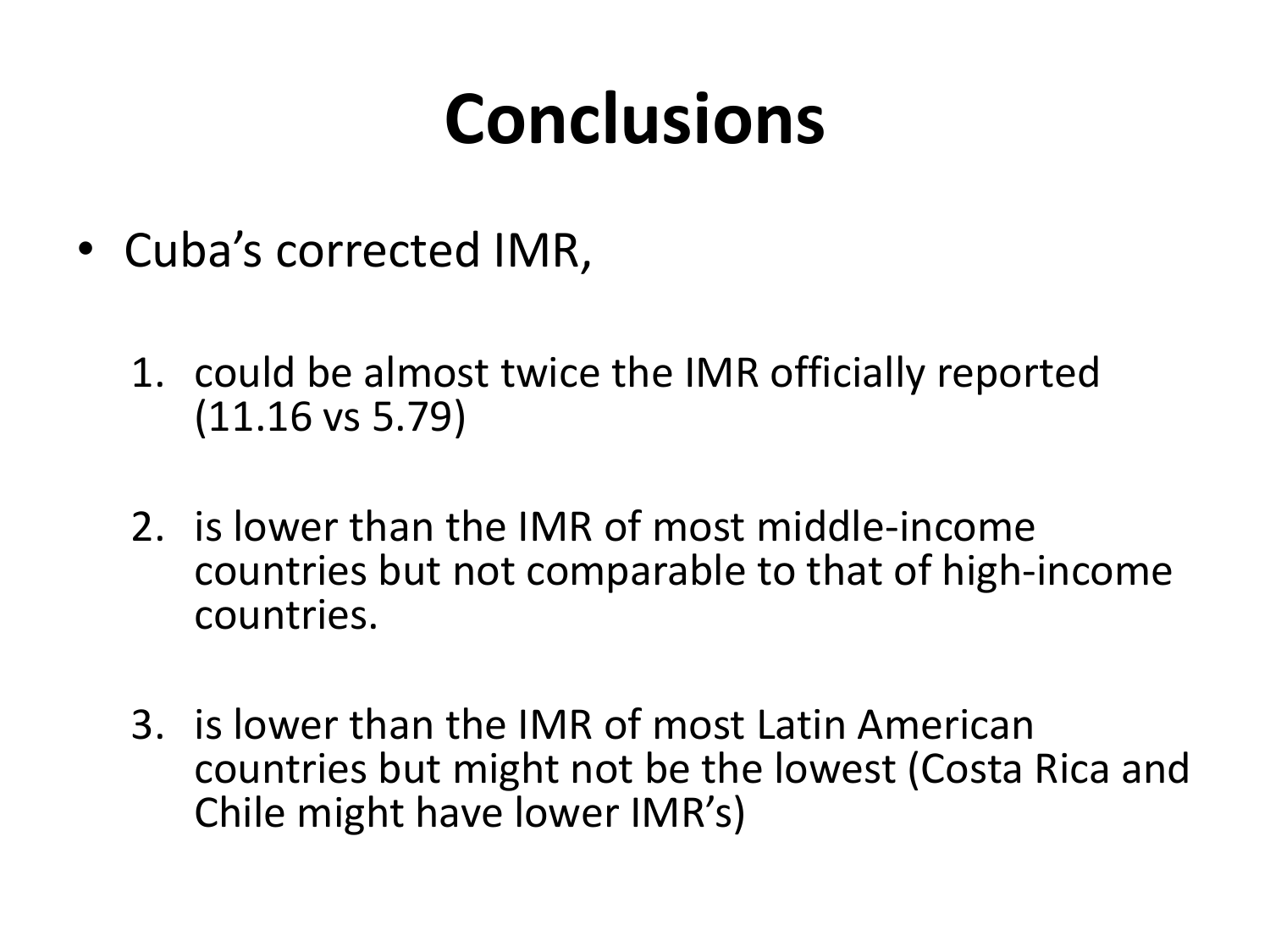# Conclusions

- Cuba's corrected IMR,

  1. could be almost twice the IMR officially reported (11.16 vs 5.79)

  2. is lower than the IMR of most middle-income countries but not comparable to that of high-income countries.

  3. is lower than the IMR of most Latin American countries but might not be the lowest (Costa Rica and Chile might have lower IMR's)